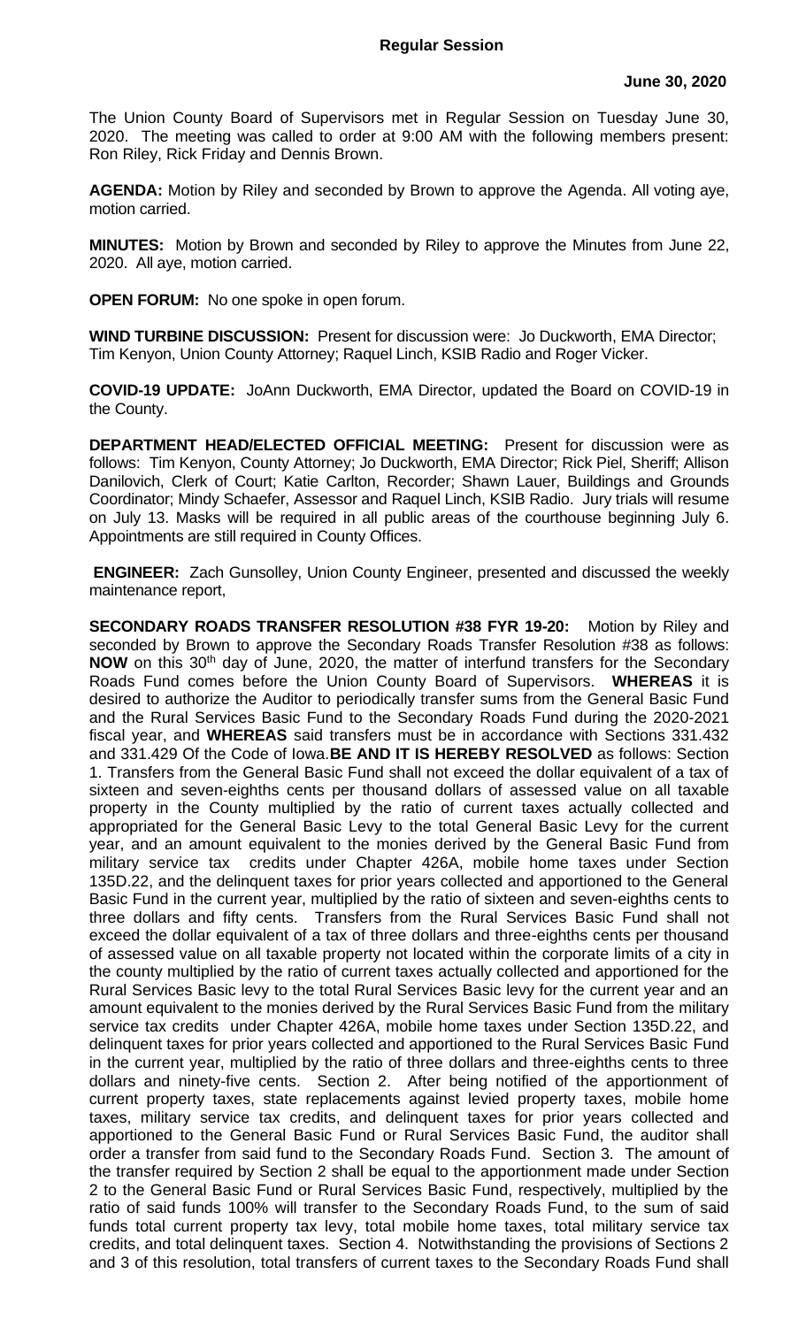**Regular Session**

**June 30, 2020**

The Union County Board of Supervisors met in Regular Session on Tuesday June 30, 2020. The meeting was called to order at 9:00 AM with the following members present: Ron Riley, Rick Friday and Dennis Brown.

**AGENDA:** Motion by Riley and seconded by Brown to approve the Agenda. All voting aye, motion carried.

**MINUTES:** Motion by Brown and seconded by Riley to approve the Minutes from June 22, 2020. All aye, motion carried.

**OPEN FORUM:** No one spoke in open forum.

**WIND TURBINE DISCUSSION:** Present for discussion were: Jo Duckworth, EMA Director; Tim Kenyon, Union County Attorney; Raquel Linch, KSIB Radio and Roger Vicker.

**COVID-19 UPDATE:** JoAnn Duckworth, EMA Director, updated the Board on COVID-19 in the County.

**DEPARTMENT HEAD/ELECTED OFFICIAL MEETING:** Present for discussion were as follows: Tim Kenyon, County Attorney; Jo Duckworth, EMA Director; Rick Piel, Sheriff; Allison Danilovich, Clerk of Court; Katie Carlton, Recorder; Shawn Lauer, Buildings and Grounds Coordinator; Mindy Schaefer, Assessor and Raquel Linch, KSIB Radio. Jury trials will resume on July 13. Masks will be required in all public areas of the courthouse beginning July 6. Appointments are still required in County Offices.

**ENGINEER:** Zach Gunsolley, Union County Engineer, presented and discussed the weekly maintenance report,

**SECONDARY ROADS TRANSFER RESOLUTION #38 FYR 19-20:** Motion by Riley and seconded by Brown to approve the Secondary Roads Transfer Resolution #38 as follows: **NOW** on this 30th day of June, 2020, the matter of interfund transfers for the Secondary Roads Fund comes before the Union County Board of Supervisors. **WHEREAS** it is desired to authorize the Auditor to periodically transfer sums from the General Basic Fund and the Rural Services Basic Fund to the Secondary Roads Fund during the 2020-2021 fiscal year, and **WHEREAS** said transfers must be in accordance with Sections 331.432 and 331.429 Of the Code of Iowa.**BE AND IT IS HEREBY RESOLVED** as follows: Section 1. Transfers from the General Basic Fund shall not exceed the dollar equivalent of a tax of sixteen and seven-eighths cents per thousand dollars of assessed value on all taxable property in the County multiplied by the ratio of current taxes actually collected and appropriated for the General Basic Levy to the total General Basic Levy for the current year, and an amount equivalent to the monies derived by the General Basic Fund from military service tax credits under Chapter 426A, mobile home taxes under Section 135D.22, and the delinquent taxes for prior years collected and apportioned to the General Basic Fund in the current year, multiplied by the ratio of sixteen and seven-eighths cents to three dollars and fifty cents. Transfers from the Rural Services Basic Fund shall not exceed the dollar equivalent of a tax of three dollars and three-eighths cents per thousand of assessed value on all taxable property not located within the corporate limits of a city in the county multiplied by the ratio of current taxes actually collected and apportioned for the Rural Services Basic levy to the total Rural Services Basic levy for the current year and an amount equivalent to the monies derived by the Rural Services Basic Fund from the military service tax credits under Chapter 426A, mobile home taxes under Section 135D.22, and delinquent taxes for prior years collected and apportioned to the Rural Services Basic Fund in the current year, multiplied by the ratio of three dollars and three-eighths cents to three dollars and ninety-five cents. Section 2. After being notified of the apportionment of current property taxes, state replacements against levied property taxes, mobile home taxes, military service tax credits, and delinquent taxes for prior years collected and apportioned to the General Basic Fund or Rural Services Basic Fund, the auditor shall order a transfer from said fund to the Secondary Roads Fund. Section 3. The amount of the transfer required by Section 2 shall be equal to the apportionment made under Section 2 to the General Basic Fund or Rural Services Basic Fund, respectively, multiplied by the ratio of said funds 100% will transfer to the Secondary Roads Fund, to the sum of said funds total current property tax levy, total mobile home taxes, total military service tax credits, and total delinquent taxes. Section 4. Notwithstanding the provisions of Sections 2 and 3 of this resolution, total transfers of current taxes to the Secondary Roads Fund shall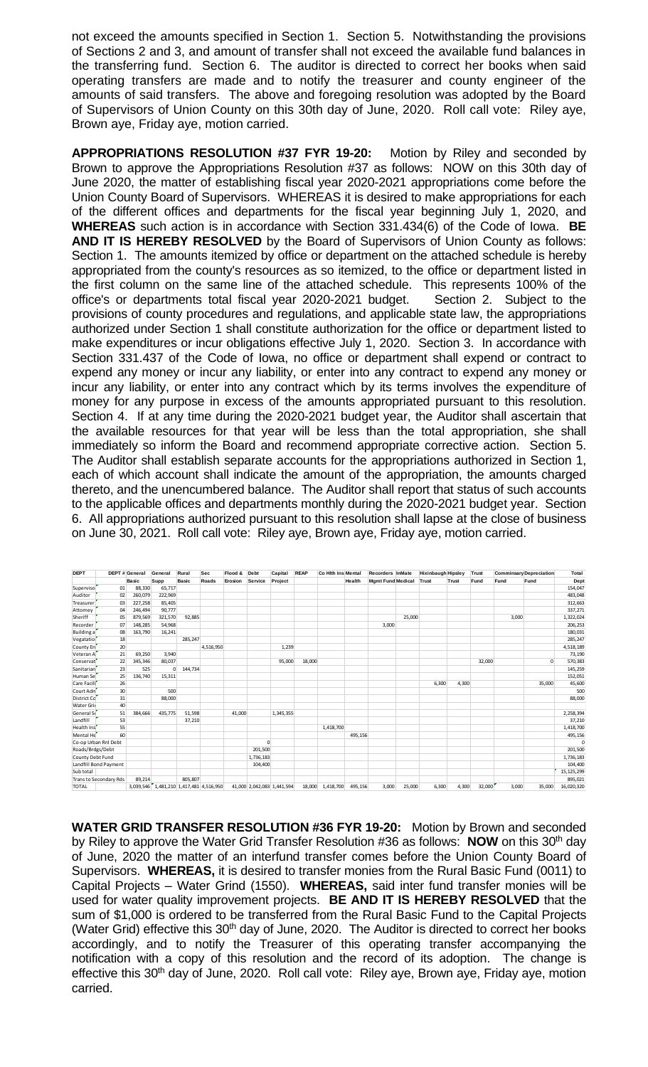not exceed the amounts specified in Section 1. Section 5. Notwithstanding the provisions of Sections 2 and 3, and amount of transfer shall not exceed the available fund balances in the transferring fund. Section 6. The auditor is directed to correct her books when said operating transfers are made and to notify the treasurer and county engineer of the amounts of said transfers. The above and foregoing resolution was adopted by the Board of Supervisors of Union County on this 30th day of June, 2020. Roll call vote: Riley aye, Brown aye, Friday aye, motion carried.

**APPROPRIATIONS RESOLUTION #37 FYR 19-20:** Motion by Riley and seconded by Brown to approve the Appropriations Resolution #37 as follows: NOW on this 30th day of June 2020, the matter of establishing fiscal year 2020-2021 appropriations come before the Union County Board of Supervisors. WHEREAS it is desired to make appropriations for each of the different offices and departments for the fiscal year beginning July 1, 2020, and **WHEREAS** such action is in accordance with Section 331.434(6) of the Code of Iowa. **BE AND IT IS HEREBY RESOLVED** by the Board of Supervisors of Union County as follows: Section 1. The amounts itemized by office or department on the attached schedule is hereby appropriated from the county's resources as so itemized, to the office or department listed in the first column on the same line of the attached schedule. This represents 100% of the office's or departments total fiscal year 2020-2021 budget. Section 2. Subject to the provisions of county procedures and regulations, and applicable state law, the appropriations authorized under Section 1 shall constitute authorization for the office or department listed to make expenditures or incur obligations effective July 1, 2020. Section 3. In accordance with Section 331.437 of the Code of Iowa, no office or department shall expend or contract to expend any money or incur any liability, or enter into any contract to expend any money or incur any liability, or enter into any contract which by its terms involves the expenditure of money for any purpose in excess of the amounts appropriated pursuant to this resolution. Section 4. If at any time during the 2020-2021 budget year, the Auditor shall ascertain that the available resources for that year will be less than the total appropriation, she shall immediately so inform the Board and recommend appropriate corrective action. Section 5. The Auditor shall establish separate accounts for the appropriations authorized in Section 1, each of which account shall indicate the amount of the appropriation, the amounts charged thereto, and the unencumbered balance. The Auditor shall report that status of such accounts to the applicable offices and departments monthly during the 2020-2021 budget year. Section 6. All appropriations authorized pursuant to this resolution shall lapse at the close of business on June 30, 2021. Roll call vote: Riley aye, Brown aye, Friday aye, motion carried.

| DEPT | DEPT # | General Basic | General Supp | Rural Basic | Sec Roads | Flood & Erosion | Debt Service | Capital Project | REAP | Co Hlth Ins | Mental Health | Recorders Mgmt Fund | InMate Medical | Hixinbaugh Trust | Hipsley Trust | Trust Fund | Comminsary Fund | Depreciation Fund | Total Dept |
|---|---|---|---|---|---|---|---|---|---|---|---|---|---|---|---|---|---|---|---|
| Superviso | 01 | 88,330 | 65,717 | | | | | | | | | | | | | | | | 154,047 |
| Auditor | 02 | 260,079 | 222,969 | | | | | | | | | | | | | | | | 483,048 |
| Treasurer | 03 | 227,258 | 85,405 | | | | | | | | | | | | | | | | 312,663 |
| Attorney | 04 | 246,494 | 90,777 | | | | | | | | | | | | | | | | 337,271 |
| Sheriff | 05 | 879,569 | 321,570 | 92,885 | | | | | | | | | 25,000 | | | | 3,000 | | 1,322,024 |
| Recorder | 07 | 148,285 | 54,968 | | | | | | | | | 3,000 | | | | | | | 206,253 |
| Building a | 08 | 163,790 | 16,241 | | | | | | | | | | | | | | | | 180,031 |
| Vegatatio | 18 | | | 285,247 | | | | | | | | | | | | | | | 285,247 |
| County En | 20 | | | | 4,516,950 | | | 1,239 | | | | | | | | | | | 4,518,189 |
| Veteran A | 21 | 69,250 | 3,940 | | | | | | | | | | | | | | | | 73,190 |
| Conservat | 22 | 345,346 | 80,037 | | | | | 95,000 | 18,000 | | | | | | | 32,000 | | 0 | 570,383 |
| Sanitarian | 23 | 525 | 0 | 144,734 | | | | | | | | | | | | | | | 145,259 |
| Human Se | 25 | 136,740 | 15,311 | | | | | | | | | | | | | | | | 152,051 |
| Care Facili | 26 | | | | | | | | | | | | | 6,300 | 4,300 | | | 35,000 | 45,600 |
| Court Adn | 30 | | 500 | | | | | | | | | | | | | | | | 500 |
| District Co | 31 | | 88,000 | | | | | | | | | | | | | | | | 88,000 |
| Water Gri | 40 | | | | | | | | | | | | | | | | | | |
| General Se | 51 | 384,666 | 435,775 | 51,598 | | 41,000 | | 1,345,355 | | | | | | | | | | | 2,258,394 |
| Landfill | 53 | | | 37,210 | | | | | | | | | | | | | | | 37,210 |
| Health Ins | 55 | | | | | | | | | 1,418,700 | | | | | | | | | 1,418,700 |
| Mental He | 60 | | | | | | | | | | 495,156 | | | | | | | | 495,156 |
| Co-op Urban Rnl Debt | | | | | | | 0 | | | | | | | | | | | | 0 |
| Roads/Brdgs/Debt | | | | | | | 201,500 | | | | | | | | | | | | 201,500 |
| County Debt Fund | | | | | | | 1,736,183 | | | | | | | | | | | | 1,736,183 |
| Landfill Bond Payment | | | | | | | 104,400 | | | | | | | | | | | | 104,400 |
| Sub total | | | | | | | | | | | | | | | | | | | 15,125,299 |
| Trans to Secondary Rds | | 89,214 | | 805,807 | | | | | | | | | | | | | | | 895,021 |
| TOTAL | | 3,039,546 | 1,481,210 | 1,417,481 | 4,516,950 | 41,000 | 2,042,083 | 1,441,594 | 18,000 | 1,418,700 | 495,156 | 3,000 | 25,000 | 6,300 | 4,300 | 32,000 | 3,000 | 35,000 | 16,020,320 |

**WATER GRID TRANSFER RESOLUTION #36 FYR 19-20:** Motion by Brown and seconded by Riley to approve the Water Grid Transfer Resolution #36 as follows: **NOW** on this 30th day of June, 2020 the matter of an interfund transfer comes before the Union County Board of Supervisors. **WHEREAS,** it is desired to transfer monies from the Rural Basic Fund (0011) to Capital Projects – Water Grind (1550). **WHEREAS,** said inter fund transfer monies will be used for water quality improvement projects. **BE AND IT IS HEREBY RESOLVED** that the sum of $1,000 is ordered to be transferred from the Rural Basic Fund to the Capital Projects (Water Grid) effective this 30th day of June, 2020. The Auditor is directed to correct her books accordingly, and to notify the Treasurer of this operating transfer accompanying the notification with a copy of this resolution and the record of its adoption. The change is effective this 30th day of June, 2020. Roll call vote: Riley aye, Brown aye, Friday aye, motion carried.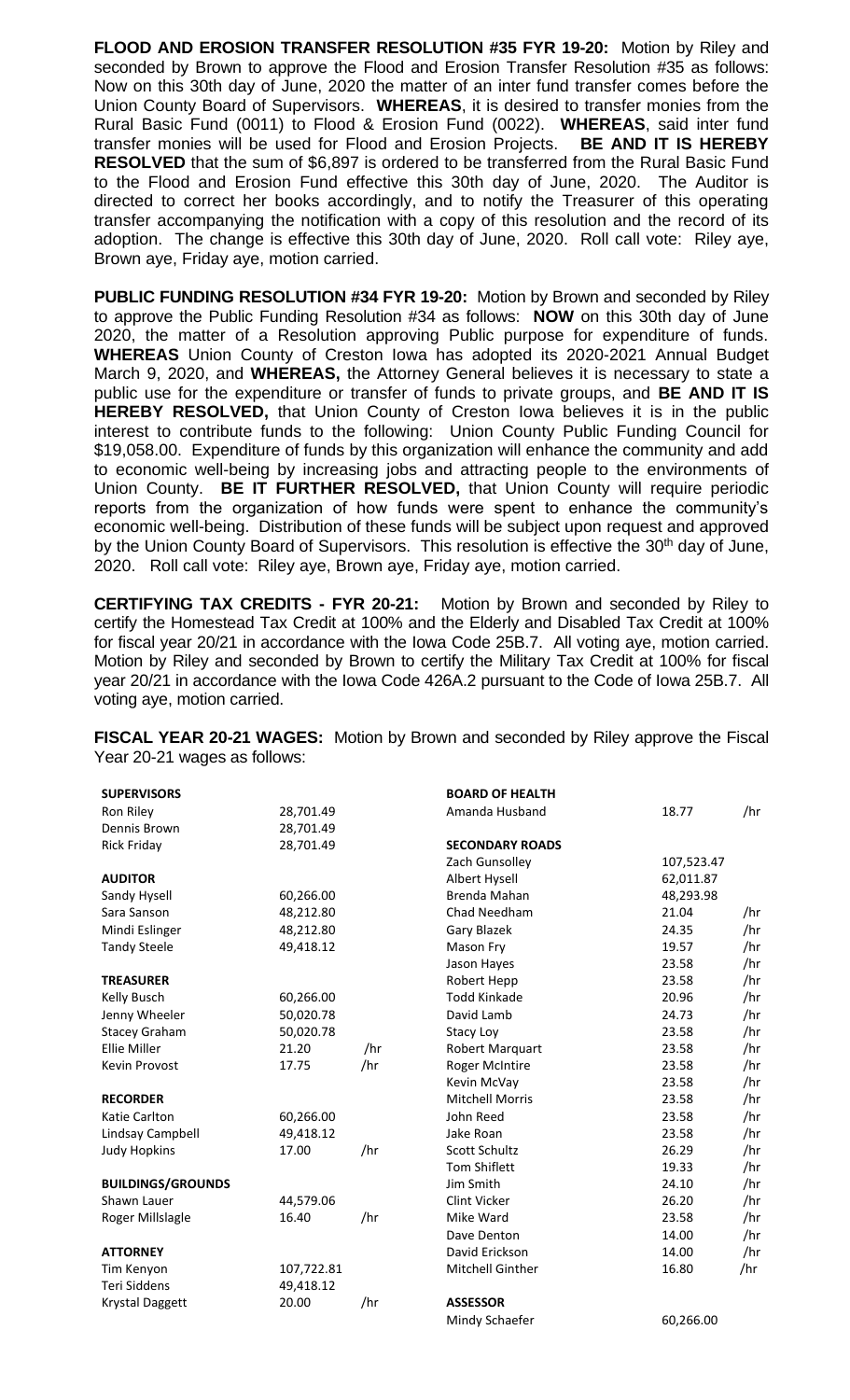**FLOOD AND EROSION TRANSFER RESOLUTION #35 FYR 19-20:** Motion by Riley and seconded by Brown to approve the Flood and Erosion Transfer Resolution #35 as follows: Now on this 30th day of June, 2020 the matter of an inter fund transfer comes before the Union County Board of Supervisors. **WHEREAS**, it is desired to transfer monies from the Rural Basic Fund (0011) to Flood & Erosion Fund (0022). **WHEREAS**, said inter fund transfer monies will be used for Flood and Erosion Projects. **BE AND IT IS HEREBY RESOLVED** that the sum of $6,897 is ordered to be transferred from the Rural Basic Fund to the Flood and Erosion Fund effective this 30th day of June, 2020. The Auditor is directed to correct her books accordingly, and to notify the Treasurer of this operating transfer accompanying the notification with a copy of this resolution and the record of its adoption. The change is effective this 30th day of June, 2020. Roll call vote: Riley aye, Brown aye, Friday aye, motion carried.

**PUBLIC FUNDING RESOLUTION #34 FYR 19-20:** Motion by Brown and seconded by Riley to approve the Public Funding Resolution #34 as follows: **NOW** on this 30th day of June 2020, the matter of a Resolution approving Public purpose for expenditure of funds. **WHEREAS** Union County of Creston Iowa has adopted its 2020-2021 Annual Budget March 9, 2020, and **WHEREAS,** the Attorney General believes it is necessary to state a public use for the expenditure or transfer of funds to private groups, and **BE AND IT IS HEREBY RESOLVED,** that Union County of Creston Iowa believes it is in the public interest to contribute funds to the following: Union County Public Funding Council for $19,058.00. Expenditure of funds by this organization will enhance the community and add to economic well-being by increasing jobs and attracting people to the environments of Union County. **BE IT FURTHER RESOLVED,** that Union County will require periodic reports from the organization of how funds were spent to enhance the community's economic well-being. Distribution of these funds will be subject upon request and approved by the Union County Board of Supervisors. This resolution is effective the 30th day of June, 2020. Roll call vote: Riley aye, Brown aye, Friday aye, motion carried.

**CERTIFYING TAX CREDITS - FYR 20-21:** Motion by Brown and seconded by Riley to certify the Homestead Tax Credit at 100% and the Elderly and Disabled Tax Credit at 100% for fiscal year 20/21 in accordance with the Iowa Code 25B.7. All voting aye, motion carried. Motion by Riley and seconded by Brown to certify the Military Tax Credit at 100% for fiscal year 20/21 in accordance with the Iowa Code 426A.2 pursuant to the Code of Iowa 25B.7. All voting aye, motion carried.

**FISCAL YEAR 20-21 WAGES:** Motion by Brown and seconded by Riley approve the Fiscal Year 20-21 wages as follows:

| | | | | | |
|---|---|---|---|---|---|
| **SUPERVISORS** | | | **BOARD OF HEALTH** | | |
| Ron Riley | 28,701.49 | | Amanda Husband | 18.77 | /hr |
| Dennis Brown | 28,701.49 | | | | |
| Rick Friday | 28,701.49 | | **SECONDARY ROADS** | | |
| | | | Zach Gunsolley | 107,523.47 | |
| **AUDITOR** | | | Albert Hysell | 62,011.87 | |
| Sandy Hysell | 60,266.00 | | Brenda Mahan | 48,293.98 | |
| Sara Sanson | 48,212.80 | | Chad Needham | 21.04 | /hr |
| Mindi Eslinger | 48,212.80 | | Gary Blazek | 24.35 | /hr |
| Tandy Steele | 49,418.12 | | Mason Fry | 19.57 | /hr |
| | | | Jason Hayes | 23.58 | /hr |
| **TREASURER** | | | Robert Hepp | 23.58 | /hr |
| Kelly Busch | 60,266.00 | | Todd Kinkade | 20.96 | /hr |
| Jenny Wheeler | 50,020.78 | | David Lamb | 24.73 | /hr |
| Stacey Graham | 50,020.78 | | Stacy Loy | 23.58 | /hr |
| Ellie Miller | 21.20 | /hr | Robert Marquart | 23.58 | /hr |
| Kevin Provost | 17.75 | /hr | Roger McIntire | 23.58 | /hr |
| | | | Kevin McVay | 23.58 | /hr |
| **RECORDER** | | | Mitchell Morris | 23.58 | /hr |
| Katie Carlton | 60,266.00 | | John Reed | 23.58 | /hr |
| Lindsay Campbell | 49,418.12 | | Jake Roan | 23.58 | /hr |
| Judy Hopkins | 17.00 | /hr | Scott Schultz | 26.29 | /hr |
| | | | Tom Shiflett | 19.33 | /hr |
| **BUILDINGS/GROUNDS** | | | Jim Smith | 24.10 | /hr |
| Shawn Lauer | 44,579.06 | | Clint Vicker | 26.20 | /hr |
| Roger Millslagle | 16.40 | /hr | Mike Ward | 23.58 | /hr |
| | | | Dave Denton | 14.00 | /hr |
| **ATTORNEY** | | | David Erickson | 14.00 | /hr |
| Tim Kenyon | 107,722.81 | | Mitchell Ginther | 16.80 | /hr |
| Teri Siddens | 49,418.12 | | | | |
| Krystal Daggett | 20.00 | /hr | **ASSESSOR** | | |
| | | | Mindy Schaefer | 60,266.00 | |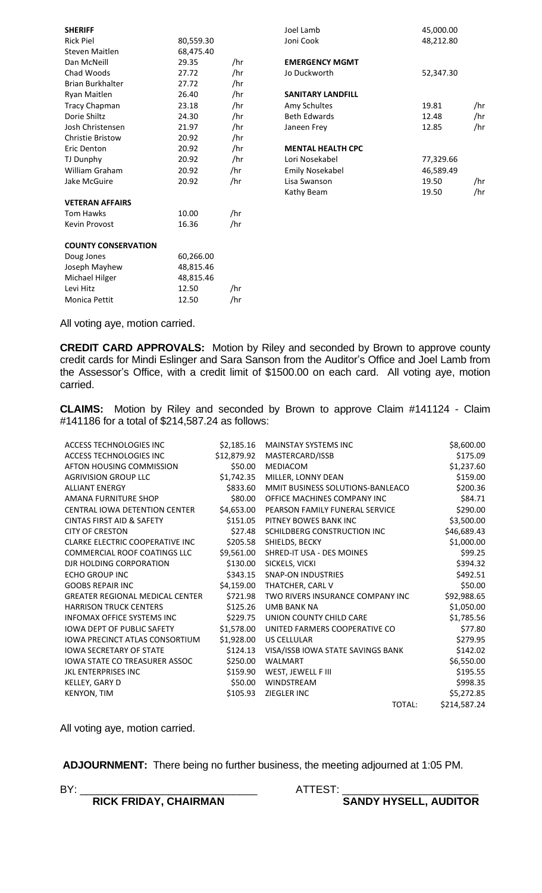| | | |
|---|---|---|
| **SHERIFF** | | |
| Rick Piel | 80,559.30 | |
| Steven Maitlen | 68,475.40 | |
| Dan McNeill | 29.35 | /hr |
| Chad Woods | 27.72 | /hr |
| Brian Burkhalter | 27.72 | /hr |
| Ryan Maitlen | 26.40 | /hr |
| Tracy Chapman | 23.18 | /hr |
| Dorie Shiltz | 24.30 | /hr |
| Josh Christensen | 21.97 | /hr |
| Christie Bristow | 20.92 | /hr |
| Eric Denton | 20.92 | /hr |
| TJ Dunphy | 20.92 | /hr |
| William Graham | 20.92 | /hr |
| Jake McGuire | 20.92 | /hr |
| **VETERAN AFFAIRS** | | |
| Tom Hawks | 10.00 | /hr |
| Kevin Provost | 16.36 | /hr |
| **COUNTY CONSERVATION** | | |
| Doug Jones | 60,266.00 | |
| Joseph Mayhew | 48,815.46 | |
| Michael Hilger | 48,815.46 | |
| Levi Hitz | 12.50 | /hr |
| Monica Pettit | 12.50 | /hr |
| Joel Lamb | 45,000.00 | |
| Joni Cook | 48,212.80 | |
| **EMERGENCY MGMT** | | |
| Jo Duckworth | 52,347.30 | |
| **SANITARY LANDFILL** | | |
| Amy Schultes | 19.81 | /hr |
| Beth Edwards | 12.48 | /hr |
| Janeen Frey | 12.85 | /hr |
| **MENTAL HEALTH CPC** | | |
| Lori Nosekabel | 77,329.66 | |
| Emily Nosekabel | 46,589.49 | |
| Lisa Swanson | 19.50 | /hr |
| Kathy Beam | 19.50 | /hr |

All voting aye, motion carried.

**CREDIT CARD APPROVALS:** Motion by Riley and seconded by Brown to approve county credit cards for Mindi Eslinger and Sara Sanson from the Auditor's Office and Joel Lamb from the Assessor's Office, with a credit limit of $1500.00 on each card. All voting aye, motion carried.

**CLAIMS:** Motion by Riley and seconded by Brown to approve Claim #141124 - Claim #141186 for a total of $214,587.24 as follows:

| | |
|---|---|
| ACCESS TECHNOLOGIES INC | $2,185.16 |
| ACCESS TECHNOLOGIES INC | $12,879.92 |
| AFTON HOUSING COMMISSION | $50.00 |
| AGRIVISION GROUP LLC | $1,742.35 |
| ALLIANT ENERGY | $833.60 |
| AMANA FURNITURE SHOP | $80.00 |
| CENTRAL IOWA DETENTION CENTER | $4,653.00 |
| CINTAS FIRST AID & SAFETY | $151.05 |
| CITY OF CRESTON | $27.48 |
| CLARKE ELECTRIC COOPERATIVE INC | $205.58 |
| COMMERCIAL ROOF COATINGS LLC | $9,561.00 |
| DJR HOLDING CORPORATION | $130.00 |
| ECHO GROUP INC | $343.15 |
| GOOBS REPAIR INC | $4,159.00 |
| GREATER REGIONAL MEDICAL CENTER | $721.98 |
| HARRISON TRUCK CENTERS | $125.26 |
| INFOMAX OFFICE SYSTEMS INC | $229.75 |
| IOWA DEPT OF PUBLIC SAFETY | $1,578.00 |
| IOWA PRECINCT ATLAS CONSORTIUM | $1,928.00 |
| IOWA SECRETARY OF STATE | $124.13 |
| IOWA STATE CO TREASURER ASSOC | $250.00 |
| JKL ENTERPRISES INC | $159.90 |
| KELLEY, GARY D | $50.00 |
| KENYON, TIM | $105.93 |
| MAINSTAY SYSTEMS INC | $8,600.00 |
| MASTERCARD/ISSB | $175.09 |
| MEDIACOM | $1,237.60 |
| MILLER, LONNY DEAN | $159.00 |
| MMIT BUSINESS SOLUTIONS-BANLEACO | $200.36 |
| OFFICE MACHINES COMPANY INC | $84.71 |
| PEARSON FAMILY FUNERAL SERVICE | $290.00 |
| PITNEY BOWES BANK INC | $3,500.00 |
| SCHILDBERG CONSTRUCTION INC | $46,689.43 |
| SHIELDS, BECKY | $1,000.00 |
| SHRED-IT USA - DES MOINES | $99.25 |
| SICKELS, VICKI | $394.32 |
| SNAP-ON INDUSTRIES | $492.51 |
| THATCHER, CARL V | $50.00 |
| TWO RIVERS INSURANCE COMPANY INC | $92,988.65 |
| UMB BANK NA | $1,050.00 |
| UNION COUNTY CHILD CARE | $1,785.56 |
| UNITED FARMERS COOPERATIVE CO | $77.80 |
| US CELLULAR | $279.95 |
| VISA/ISSB IOWA STATE SAVINGS BANK | $142.02 |
| WALMART | $6,550.00 |
| WEST, JEWELL F III | $195.55 |
| WINDSTREAM | $998.35 |
| ZIEGLER INC | $5,272.85 |
| TOTAL: | $214,587.24 |

All voting aye, motion carried.

**ADJOURNMENT:** There being no further business, the meeting adjourned at 1:05 PM.

BY: ______________________________ ATTEST: ______________________

**RICK FRIDAY, CHAIRMAN** **SANDY HYSELL, AUDITOR**